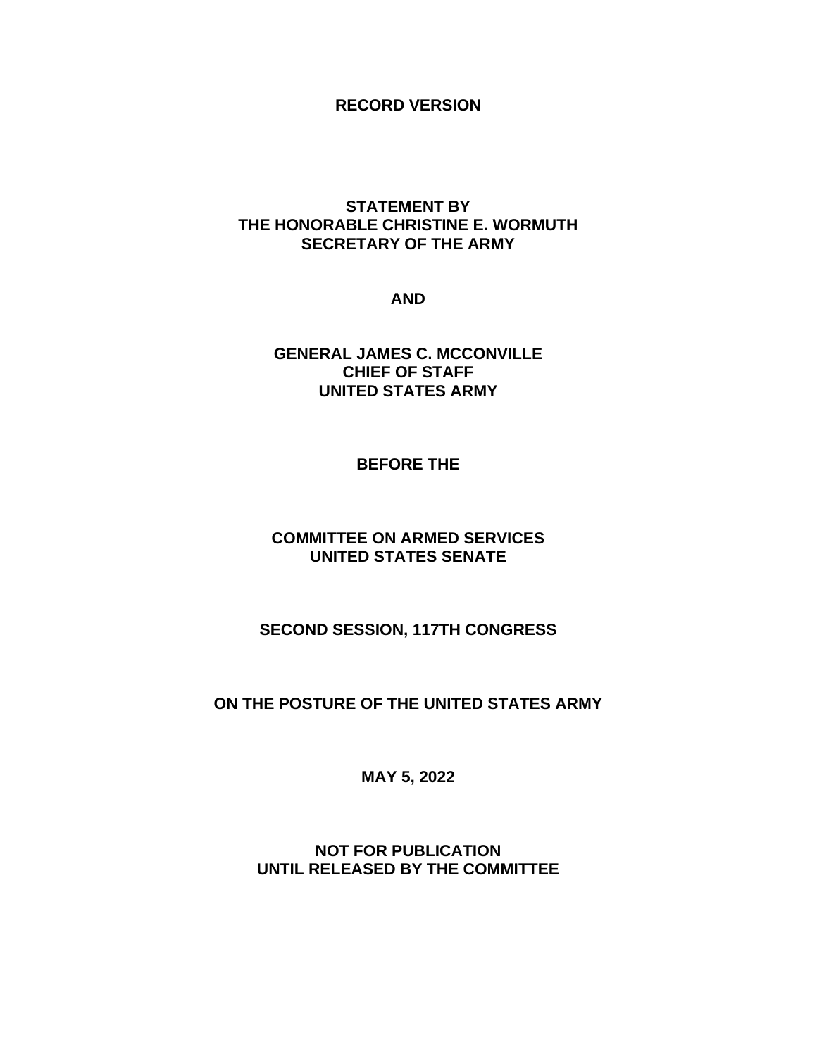**RECORD VERSION**

**STATEMENT BY**
**THE HONORABLE CHRISTINE E. WORMUTH**
**SECRETARY OF THE ARMY**

**AND**

**GENERAL JAMES C. MCCONVILLE**
**CHIEF OF STAFF**
**UNITED STATES ARMY**

**BEFORE THE**

**COMMITTEE ON ARMED SERVICES**
**UNITED STATES SENATE**

**SECOND SESSION, 117TH CONGRESS**

**ON THE POSTURE OF THE UNITED STATES ARMY**

**MAY 5, 2022**

**NOT FOR PUBLICATION**
**UNTIL RELEASED BY THE COMMITTEE**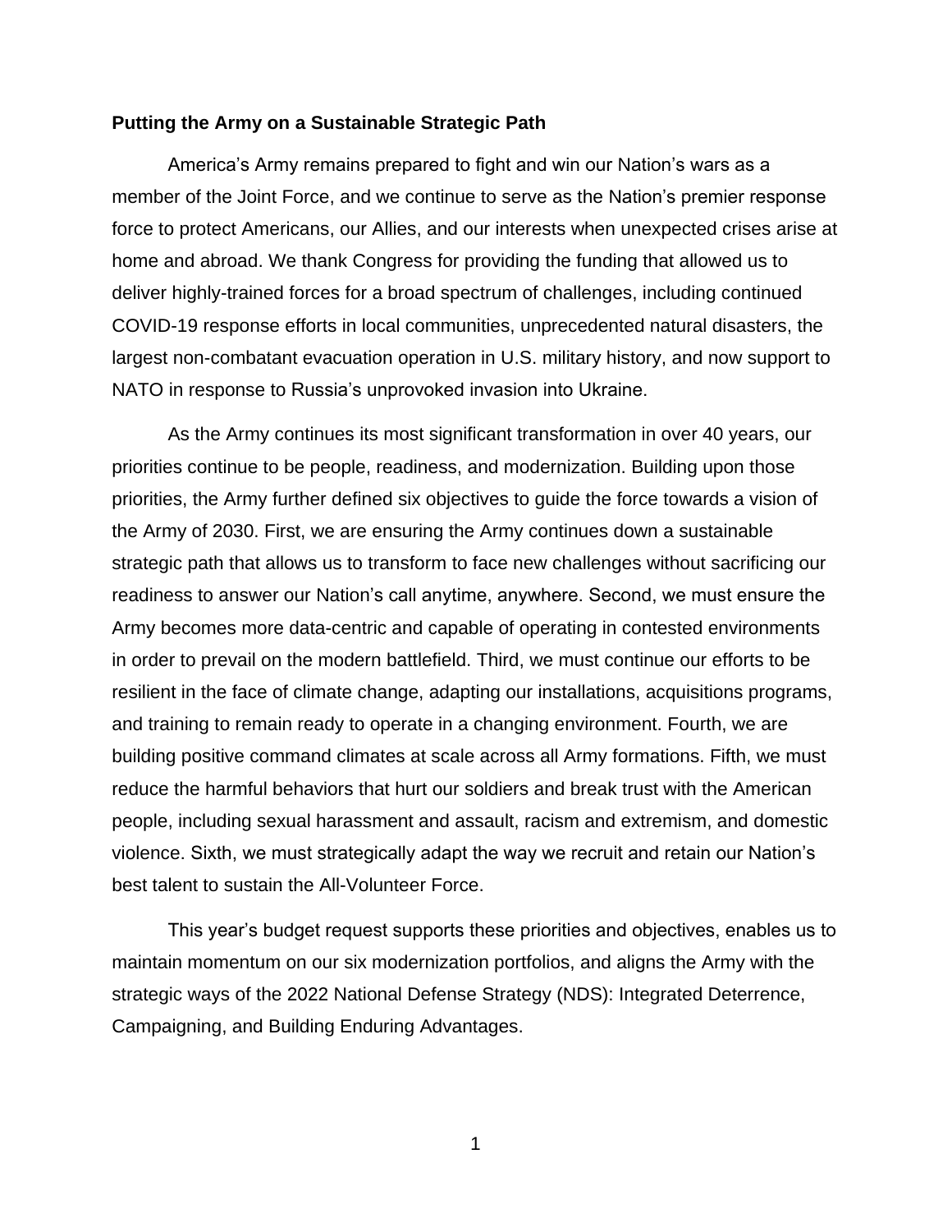**Putting the Army on a Sustainable Strategic Path**

America's Army remains prepared to fight and win our Nation's wars as a member of the Joint Force, and we continue to serve as the Nation's premier response force to protect Americans, our Allies, and our interests when unexpected crises arise at home and abroad. We thank Congress for providing the funding that allowed us to deliver highly-trained forces for a broad spectrum of challenges, including continued COVID-19 response efforts in local communities, unprecedented natural disasters, the largest non-combatant evacuation operation in U.S. military history, and now support to NATO in response to Russia's unprovoked invasion into Ukraine.

As the Army continues its most significant transformation in over 40 years, our priorities continue to be people, readiness, and modernization. Building upon those priorities, the Army further defined six objectives to guide the force towards a vision of the Army of 2030. First, we are ensuring the Army continues down a sustainable strategic path that allows us to transform to face new challenges without sacrificing our readiness to answer our Nation's call anytime, anywhere. Second, we must ensure the Army becomes more data-centric and capable of operating in contested environments in order to prevail on the modern battlefield. Third, we must continue our efforts to be resilient in the face of climate change, adapting our installations, acquisitions programs, and training to remain ready to operate in a changing environment. Fourth, we are building positive command climates at scale across all Army formations. Fifth, we must reduce the harmful behaviors that hurt our soldiers and break trust with the American people, including sexual harassment and assault, racism and extremism, and domestic violence. Sixth, we must strategically adapt the way we recruit and retain our Nation's best talent to sustain the All-Volunteer Force.

This year's budget request supports these priorities and objectives, enables us to maintain momentum on our six modernization portfolios, and aligns the Army with the strategic ways of the 2022 National Defense Strategy (NDS): Integrated Deterrence, Campaigning, and Building Enduring Advantages.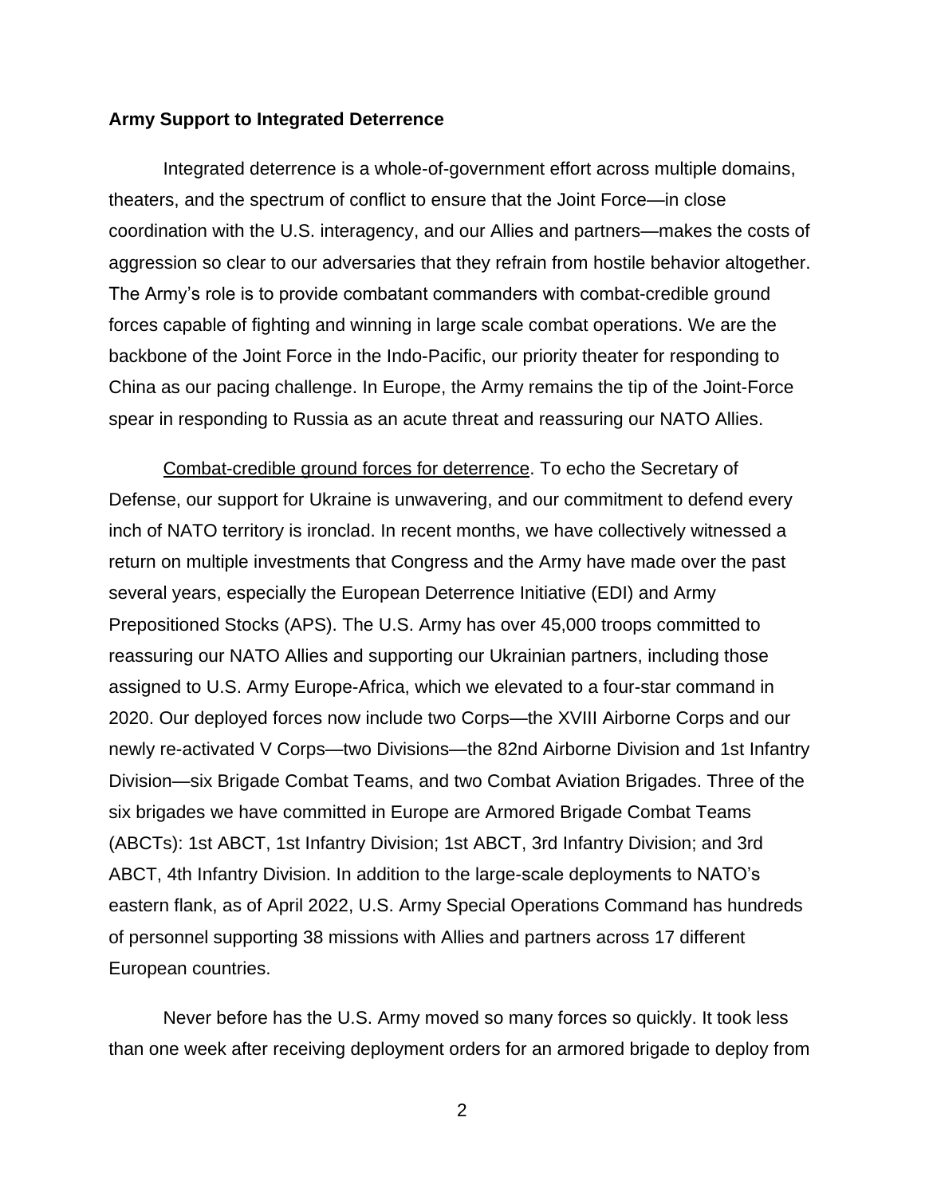**Army Support to Integrated Deterrence**

Integrated deterrence is a whole-of-government effort across multiple domains, theaters, and the spectrum of conflict to ensure that the Joint Force—in close coordination with the U.S. interagency, and our Allies and partners—makes the costs of aggression so clear to our adversaries that they refrain from hostile behavior altogether. The Army's role is to provide combatant commanders with combat-credible ground forces capable of fighting and winning in large scale combat operations. We are the backbone of the Joint Force in the Indo-Pacific, our priority theater for responding to China as our pacing challenge. In Europe, the Army remains the tip of the Joint-Force spear in responding to Russia as an acute threat and reassuring our NATO Allies.

Combat-credible ground forces for deterrence. To echo the Secretary of Defense, our support for Ukraine is unwavering, and our commitment to defend every inch of NATO territory is ironclad. In recent months, we have collectively witnessed a return on multiple investments that Congress and the Army have made over the past several years, especially the European Deterrence Initiative (EDI) and Army Prepositioned Stocks (APS). The U.S. Army has over 45,000 troops committed to reassuring our NATO Allies and supporting our Ukrainian partners, including those assigned to U.S. Army Europe-Africa, which we elevated to a four-star command in 2020. Our deployed forces now include two Corps—the XVIII Airborne Corps and our newly re-activated V Corps—two Divisions—the 82nd Airborne Division and 1st Infantry Division—six Brigade Combat Teams, and two Combat Aviation Brigades. Three of the six brigades we have committed in Europe are Armored Brigade Combat Teams (ABCTs): 1st ABCT, 1st Infantry Division; 1st ABCT, 3rd Infantry Division; and 3rd ABCT, 4th Infantry Division. In addition to the large-scale deployments to NATO's eastern flank, as of April 2022, U.S. Army Special Operations Command has hundreds of personnel supporting 38 missions with Allies and partners across 17 different European countries.

Never before has the U.S. Army moved so many forces so quickly. It took less than one week after receiving deployment orders for an armored brigade to deploy from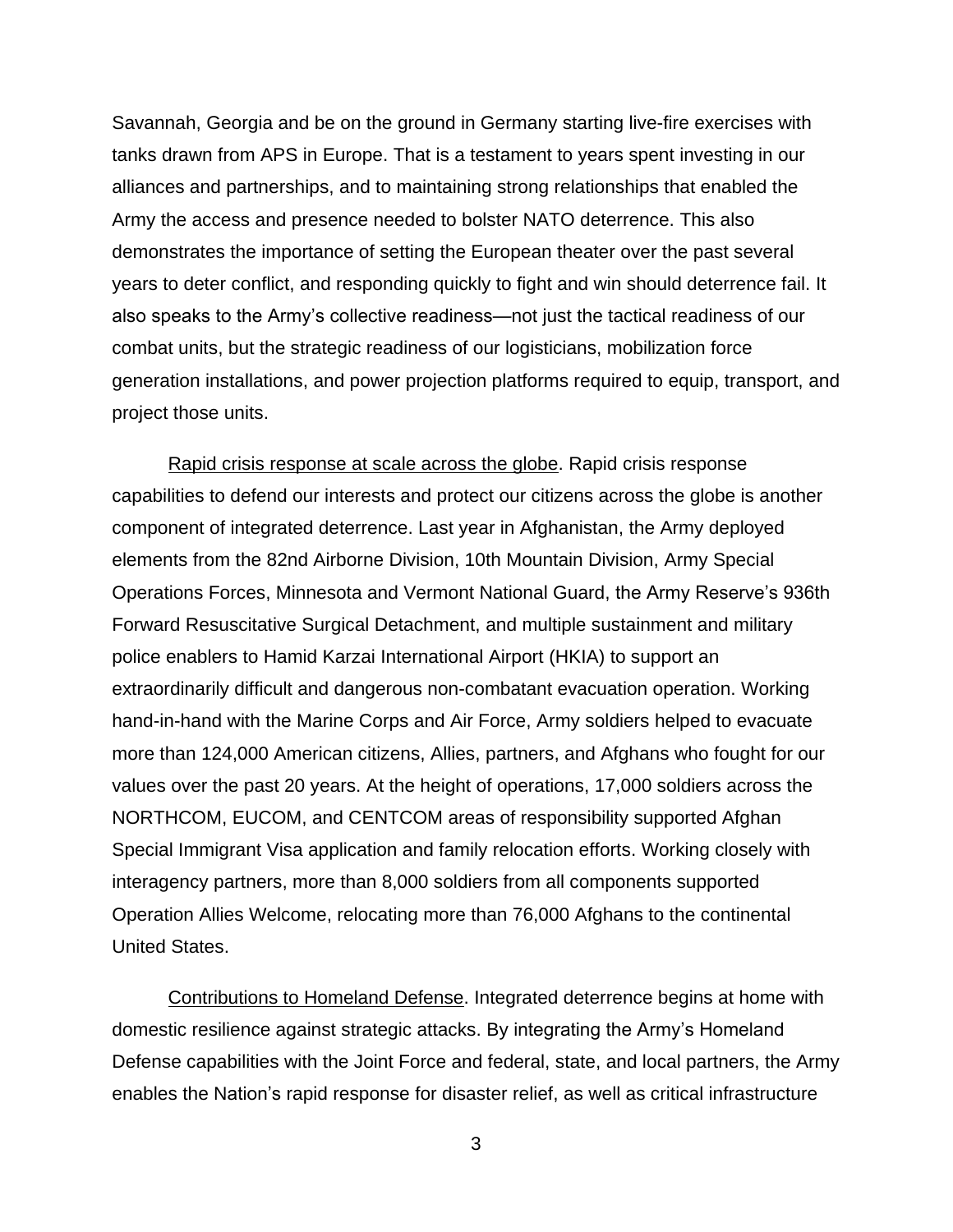Savannah, Georgia and be on the ground in Germany starting live-fire exercises with tanks drawn from APS in Europe. That is a testament to years spent investing in our alliances and partnerships, and to maintaining strong relationships that enabled the Army the access and presence needed to bolster NATO deterrence. This also demonstrates the importance of setting the European theater over the past several years to deter conflict, and responding quickly to fight and win should deterrence fail. It also speaks to the Army's collective readiness—not just the tactical readiness of our combat units, but the strategic readiness of our logisticians, mobilization force generation installations, and power projection platforms required to equip, transport, and project those units.

Rapid crisis response at scale across the globe. Rapid crisis response capabilities to defend our interests and protect our citizens across the globe is another component of integrated deterrence. Last year in Afghanistan, the Army deployed elements from the 82nd Airborne Division, 10th Mountain Division, Army Special Operations Forces, Minnesota and Vermont National Guard, the Army Reserve's 936th Forward Resuscitative Surgical Detachment, and multiple sustainment and military police enablers to Hamid Karzai International Airport (HKIA) to support an extraordinarily difficult and dangerous non-combatant evacuation operation. Working hand-in-hand with the Marine Corps and Air Force, Army soldiers helped to evacuate more than 124,000 American citizens, Allies, partners, and Afghans who fought for our values over the past 20 years. At the height of operations, 17,000 soldiers across the NORTHCOM, EUCOM, and CENTCOM areas of responsibility supported Afghan Special Immigrant Visa application and family relocation efforts. Working closely with interagency partners, more than 8,000 soldiers from all components supported Operation Allies Welcome, relocating more than 76,000 Afghans to the continental United States.

Contributions to Homeland Defense. Integrated deterrence begins at home with domestic resilience against strategic attacks. By integrating the Army's Homeland Defense capabilities with the Joint Force and federal, state, and local partners, the Army enables the Nation's rapid response for disaster relief, as well as critical infrastructure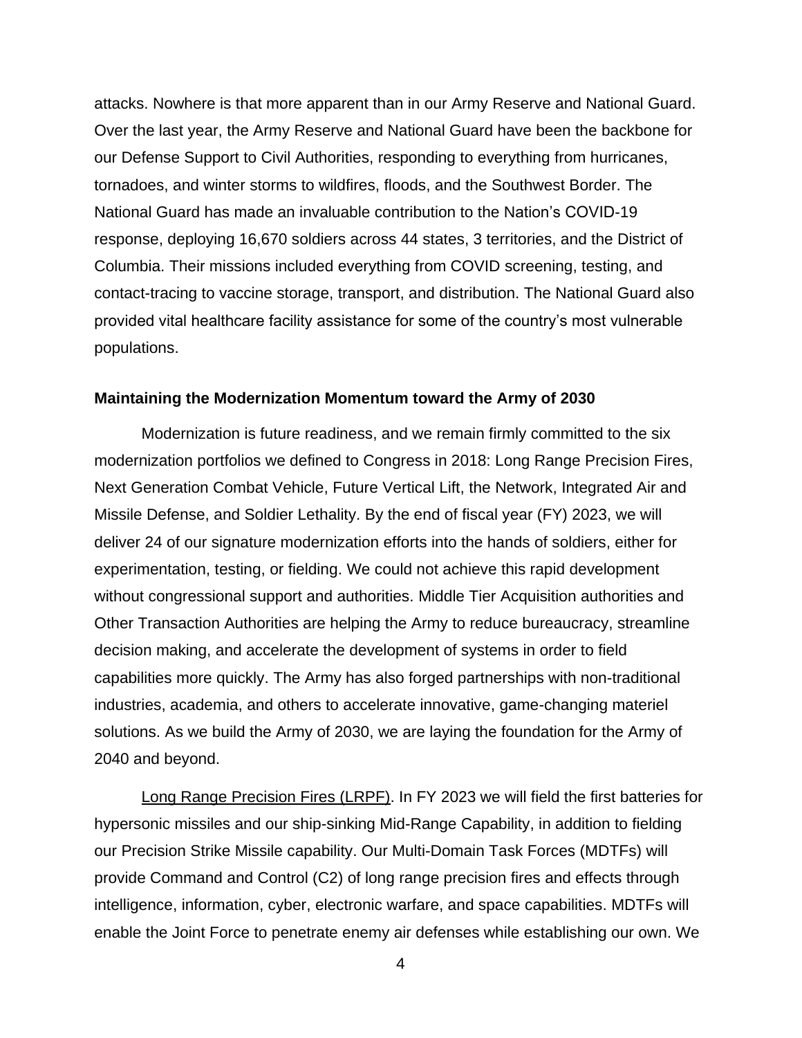attacks. Nowhere is that more apparent than in our Army Reserve and National Guard. Over the last year, the Army Reserve and National Guard have been the backbone for our Defense Support to Civil Authorities, responding to everything from hurricanes, tornadoes, and winter storms to wildfires, floods, and the Southwest Border. The National Guard has made an invaluable contribution to the Nation's COVID-19 response, deploying 16,670 soldiers across 44 states, 3 territories, and the District of Columbia. Their missions included everything from COVID screening, testing, and contact-tracing to vaccine storage, transport, and distribution. The National Guard also provided vital healthcare facility assistance for some of the country's most vulnerable populations.

**Maintaining the Modernization Momentum toward the Army of 2030**

Modernization is future readiness, and we remain firmly committed to the six modernization portfolios we defined to Congress in 2018: Long Range Precision Fires, Next Generation Combat Vehicle, Future Vertical Lift, the Network, Integrated Air and Missile Defense, and Soldier Lethality. By the end of fiscal year (FY) 2023, we will deliver 24 of our signature modernization efforts into the hands of soldiers, either for experimentation, testing, or fielding. We could not achieve this rapid development without congressional support and authorities. Middle Tier Acquisition authorities and Other Transaction Authorities are helping the Army to reduce bureaucracy, streamline decision making, and accelerate the development of systems in order to field capabilities more quickly. The Army has also forged partnerships with non-traditional industries, academia, and others to accelerate innovative, game-changing materiel solutions. As we build the Army of 2030, we are laying the foundation for the Army of 2040 and beyond.

Long Range Precision Fires (LRPF). In FY 2023 we will field the first batteries for hypersonic missiles and our ship-sinking Mid-Range Capability, in addition to fielding our Precision Strike Missile capability. Our Multi-Domain Task Forces (MDTFs) will provide Command and Control (C2) of long range precision fires and effects through intelligence, information, cyber, electronic warfare, and space capabilities. MDTFs will enable the Joint Force to penetrate enemy air defenses while establishing our own. We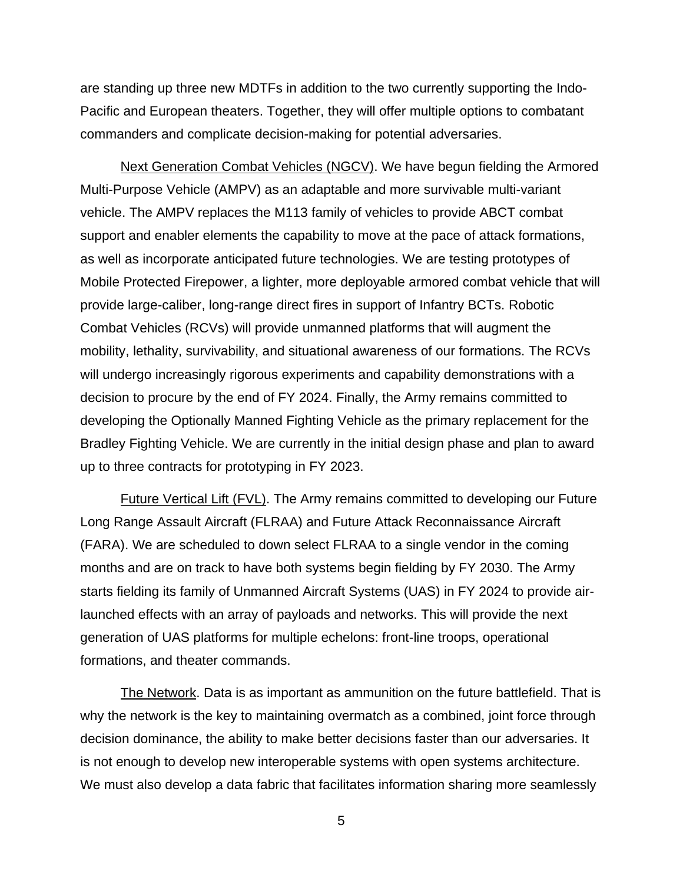are standing up three new MDTFs in addition to the two currently supporting the Indo-Pacific and European theaters. Together, they will offer multiple options to combatant commanders and complicate decision-making for potential adversaries.

Next Generation Combat Vehicles (NGCV). We have begun fielding the Armored Multi-Purpose Vehicle (AMPV) as an adaptable and more survivable multi-variant vehicle. The AMPV replaces the M113 family of vehicles to provide ABCT combat support and enabler elements the capability to move at the pace of attack formations, as well as incorporate anticipated future technologies. We are testing prototypes of Mobile Protected Firepower, a lighter, more deployable armored combat vehicle that will provide large-caliber, long-range direct fires in support of Infantry BCTs. Robotic Combat Vehicles (RCVs) will provide unmanned platforms that will augment the mobility, lethality, survivability, and situational awareness of our formations. The RCVs will undergo increasingly rigorous experiments and capability demonstrations with a decision to procure by the end of FY 2024. Finally, the Army remains committed to developing the Optionally Manned Fighting Vehicle as the primary replacement for the Bradley Fighting Vehicle. We are currently in the initial design phase and plan to award up to three contracts for prototyping in FY 2023.

Future Vertical Lift (FVL). The Army remains committed to developing our Future Long Range Assault Aircraft (FLRAA) and Future Attack Reconnaissance Aircraft (FARA). We are scheduled to down select FLRAA to a single vendor in the coming months and are on track to have both systems begin fielding by FY 2030. The Army starts fielding its family of Unmanned Aircraft Systems (UAS) in FY 2024 to provide air-launched effects with an array of payloads and networks. This will provide the next generation of UAS platforms for multiple echelons: front-line troops, operational formations, and theater commands.

The Network. Data is as important as ammunition on the future battlefield. That is why the network is the key to maintaining overmatch as a combined, joint force through decision dominance, the ability to make better decisions faster than our adversaries. It is not enough to develop new interoperable systems with open systems architecture. We must also develop a data fabric that facilitates information sharing more seamlessly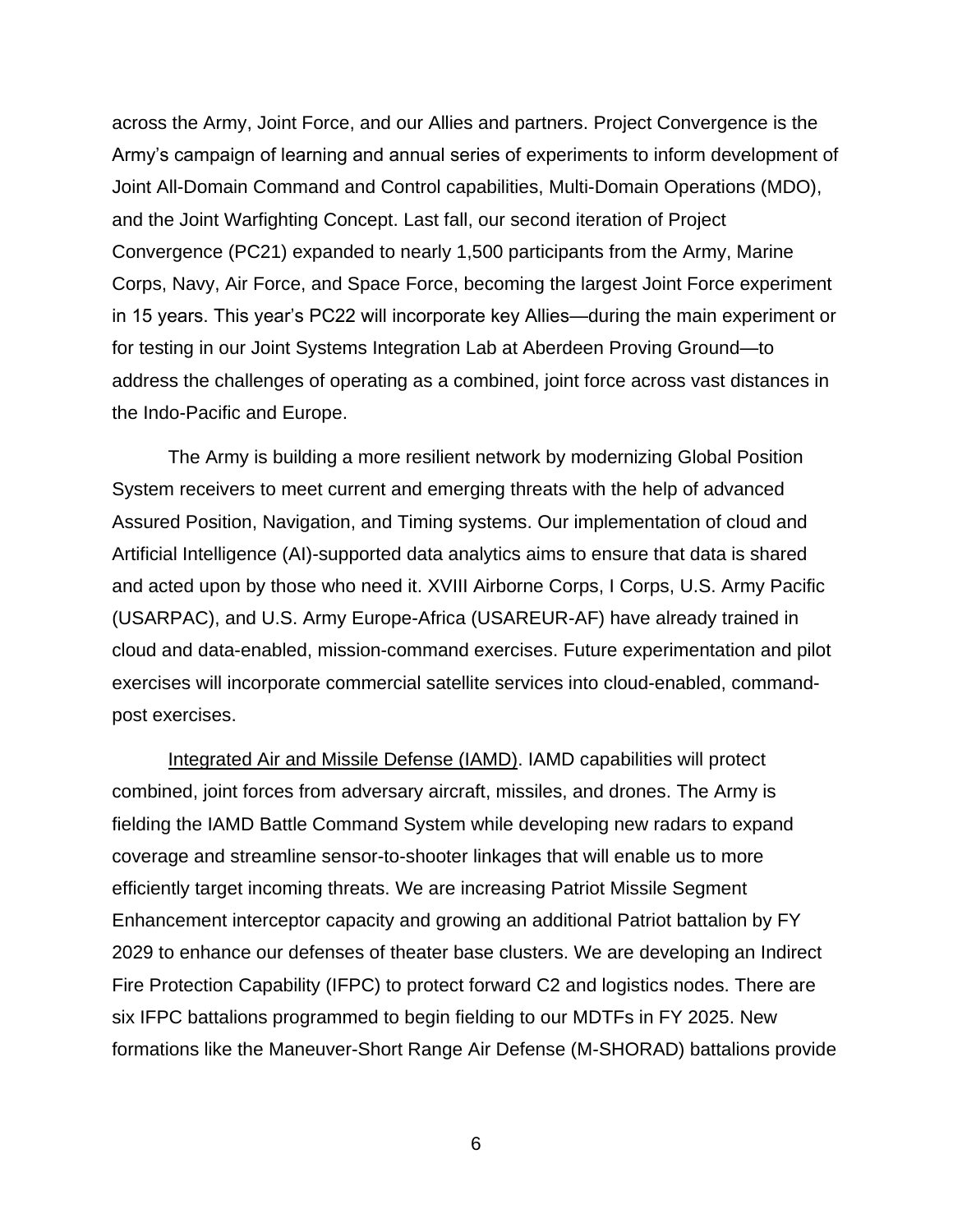across the Army, Joint Force, and our Allies and partners. Project Convergence is the Army's campaign of learning and annual series of experiments to inform development of Joint All-Domain Command and Control capabilities, Multi-Domain Operations (MDO), and the Joint Warfighting Concept. Last fall, our second iteration of Project Convergence (PC21) expanded to nearly 1,500 participants from the Army, Marine Corps, Navy, Air Force, and Space Force, becoming the largest Joint Force experiment in 15 years. This year's PC22 will incorporate key Allies—during the main experiment or for testing in our Joint Systems Integration Lab at Aberdeen Proving Ground—to address the challenges of operating as a combined, joint force across vast distances in the Indo-Pacific and Europe.

The Army is building a more resilient network by modernizing Global Position System receivers to meet current and emerging threats with the help of advanced Assured Position, Navigation, and Timing systems. Our implementation of cloud and Artificial Intelligence (AI)-supported data analytics aims to ensure that data is shared and acted upon by those who need it. XVIII Airborne Corps, I Corps, U.S. Army Pacific (USARPAC), and U.S. Army Europe-Africa (USAREUR-AF) have already trained in cloud and data-enabled, mission-command exercises. Future experimentation and pilot exercises will incorporate commercial satellite services into cloud-enabled, command-post exercises.

<u>Integrated Air and Missile Defense (IAMD)</u>. IAMD capabilities will protect combined, joint forces from adversary aircraft, missiles, and drones. The Army is fielding the IAMD Battle Command System while developing new radars to expand coverage and streamline sensor-to-shooter linkages that will enable us to more efficiently target incoming threats. We are increasing Patriot Missile Segment Enhancement interceptor capacity and growing an additional Patriot battalion by FY 2029 to enhance our defenses of theater base clusters. We are developing an Indirect Fire Protection Capability (IFPC) to protect forward C2 and logistics nodes. There are six IFPC battalions programmed to begin fielding to our MDTFs in FY 2025. New formations like the Maneuver-Short Range Air Defense (M-SHORAD) battalions provide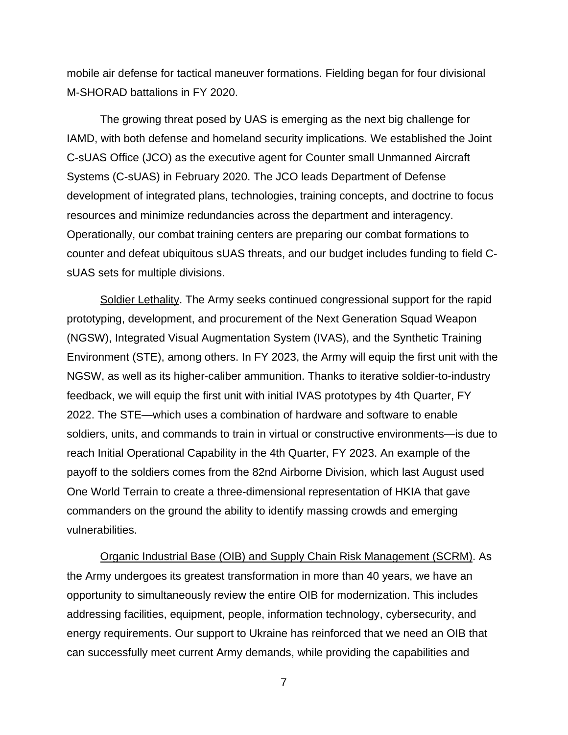mobile air defense for tactical maneuver formations. Fielding began for four divisional M-SHORAD battalions in FY 2020.

The growing threat posed by UAS is emerging as the next big challenge for IAMD, with both defense and homeland security implications. We established the Joint C-sUAS Office (JCO) as the executive agent for Counter small Unmanned Aircraft Systems (C-sUAS) in February 2020. The JCO leads Department of Defense development of integrated plans, technologies, training concepts, and doctrine to focus resources and minimize redundancies across the department and interagency. Operationally, our combat training centers are preparing our combat formations to counter and defeat ubiquitous sUAS threats, and our budget includes funding to field C-sUAS sets for multiple divisions.

<u>Soldier Lethality</u>. The Army seeks continued congressional support for the rapid prototyping, development, and procurement of the Next Generation Squad Weapon (NGSW), Integrated Visual Augmentation System (IVAS), and the Synthetic Training Environment (STE), among others. In FY 2023, the Army will equip the first unit with the NGSW, as well as its higher-caliber ammunition. Thanks to iterative soldier-to-industry feedback, we will equip the first unit with initial IVAS prototypes by 4th Quarter, FY 2022. The STE—which uses a combination of hardware and software to enable soldiers, units, and commands to train in virtual or constructive environments—is due to reach Initial Operational Capability in the 4th Quarter, FY 2023. An example of the payoff to the soldiers comes from the 82nd Airborne Division, which last August used One World Terrain to create a three-dimensional representation of HKIA that gave commanders on the ground the ability to identify massing crowds and emerging vulnerabilities.

<u>Organic Industrial Base (OIB) and Supply Chain Risk Management (SCRM)</u>. As the Army undergoes its greatest transformation in more than 40 years, we have an opportunity to simultaneously review the entire OIB for modernization. This includes addressing facilities, equipment, people, information technology, cybersecurity, and energy requirements. Our support to Ukraine has reinforced that we need an OIB that can successfully meet current Army demands, while providing the capabilities and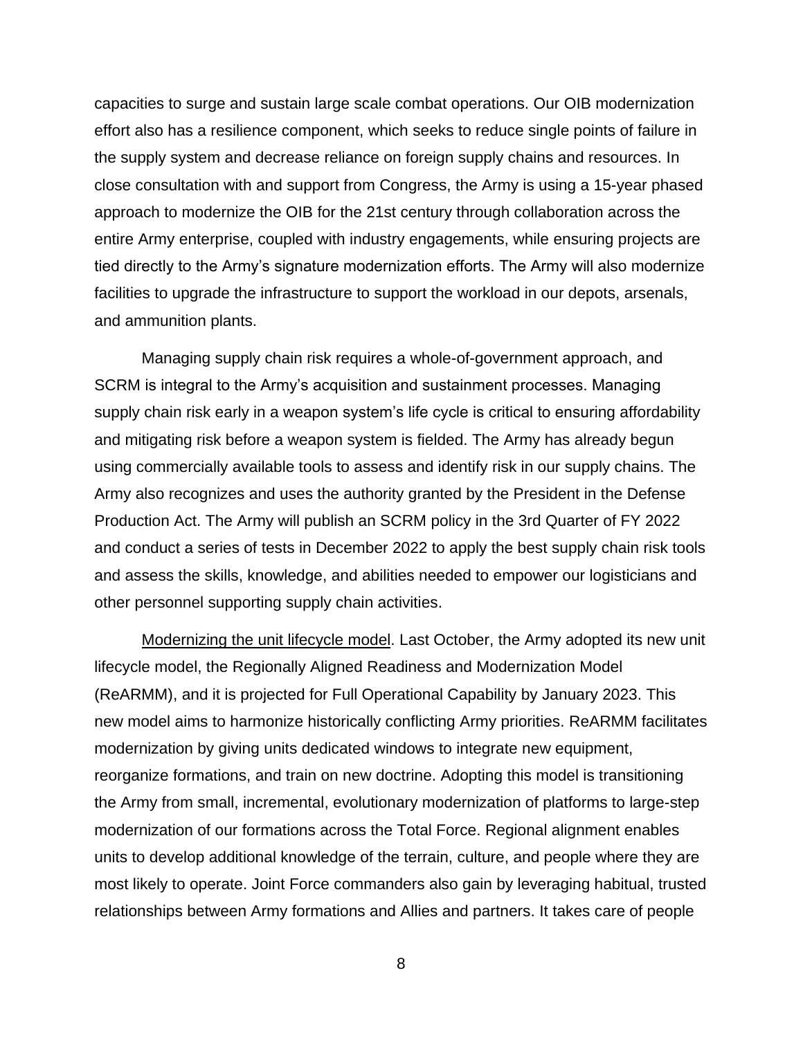capacities to surge and sustain large scale combat operations. Our OIB modernization effort also has a resilience component, which seeks to reduce single points of failure in the supply system and decrease reliance on foreign supply chains and resources. In close consultation with and support from Congress, the Army is using a 15-year phased approach to modernize the OIB for the 21st century through collaboration across the entire Army enterprise, coupled with industry engagements, while ensuring projects are tied directly to the Army's signature modernization efforts. The Army will also modernize facilities to upgrade the infrastructure to support the workload in our depots, arsenals, and ammunition plants.

Managing supply chain risk requires a whole-of-government approach, and SCRM is integral to the Army's acquisition and sustainment processes. Managing supply chain risk early in a weapon system's life cycle is critical to ensuring affordability and mitigating risk before a weapon system is fielded. The Army has already begun using commercially available tools to assess and identify risk in our supply chains. The Army also recognizes and uses the authority granted by the President in the Defense Production Act. The Army will publish an SCRM policy in the 3rd Quarter of FY 2022 and conduct a series of tests in December 2022 to apply the best supply chain risk tools and assess the skills, knowledge, and abilities needed to empower our logisticians and other personnel supporting supply chain activities.

<u>Modernizing the unit lifecycle model</u>. Last October, the Army adopted its new unit lifecycle model, the Regionally Aligned Readiness and Modernization Model (ReARMM), and it is projected for Full Operational Capability by January 2023. This new model aims to harmonize historically conflicting Army priorities. ReARMM facilitates modernization by giving units dedicated windows to integrate new equipment, reorganize formations, and train on new doctrine. Adopting this model is transitioning the Army from small, incremental, evolutionary modernization of platforms to large-step modernization of our formations across the Total Force. Regional alignment enables units to develop additional knowledge of the terrain, culture, and people where they are most likely to operate. Joint Force commanders also gain by leveraging habitual, trusted relationships between Army formations and Allies and partners. It takes care of people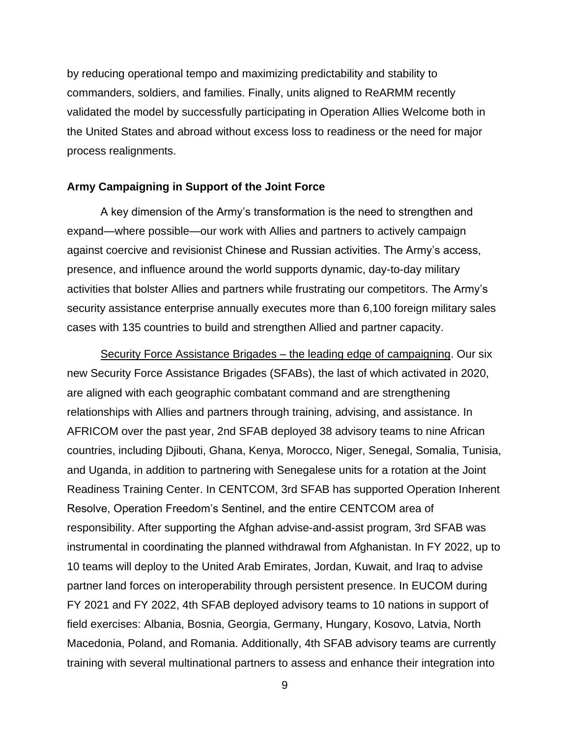by reducing operational tempo and maximizing predictability and stability to commanders, soldiers, and families. Finally, units aligned to ReARMM recently validated the model by successfully participating in Operation Allies Welcome both in the United States and abroad without excess loss to readiness or the need for major process realignments.

**Army Campaigning in Support of the Joint Force**

A key dimension of the Army's transformation is the need to strengthen and expand—where possible—our work with Allies and partners to actively campaign against coercive and revisionist Chinese and Russian activities. The Army's access, presence, and influence around the world supports dynamic, day-to-day military activities that bolster Allies and partners while frustrating our competitors. The Army's security assistance enterprise annually executes more than 6,100 foreign military sales cases with 135 countries to build and strengthen Allied and partner capacity.

<u>Security Force Assistance Brigades – the leading edge of campaigning</u>. Our six new Security Force Assistance Brigades (SFABs), the last of which activated in 2020, are aligned with each geographic combatant command and are strengthening relationships with Allies and partners through training, advising, and assistance. In AFRICOM over the past year, 2nd SFAB deployed 38 advisory teams to nine African countries, including Djibouti, Ghana, Kenya, Morocco, Niger, Senegal, Somalia, Tunisia, and Uganda, in addition to partnering with Senegalese units for a rotation at the Joint Readiness Training Center. In CENTCOM, 3rd SFAB has supported Operation Inherent Resolve, Operation Freedom's Sentinel, and the entire CENTCOM area of responsibility. After supporting the Afghan advise-and-assist program, 3rd SFAB was instrumental in coordinating the planned withdrawal from Afghanistan. In FY 2022, up to 10 teams will deploy to the United Arab Emirates, Jordan, Kuwait, and Iraq to advise partner land forces on interoperability through persistent presence. In EUCOM during FY 2021 and FY 2022, 4th SFAB deployed advisory teams to 10 nations in support of field exercises: Albania, Bosnia, Georgia, Germany, Hungary, Kosovo, Latvia, North Macedonia, Poland, and Romania. Additionally, 4th SFAB advisory teams are currently training with several multinational partners to assess and enhance their integration into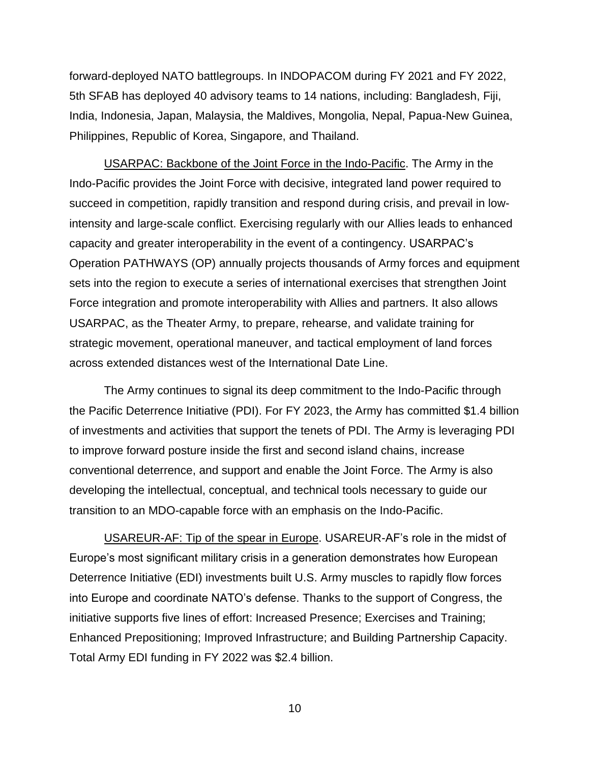forward-deployed NATO battlegroups. In INDOPACOM during FY 2021 and FY 2022, 5th SFAB has deployed 40 advisory teams to 14 nations, including: Bangladesh, Fiji, India, Indonesia, Japan, Malaysia, the Maldives, Mongolia, Nepal, Papua-New Guinea, Philippines, Republic of Korea, Singapore, and Thailand.

USARPAC: Backbone of the Joint Force in the Indo-Pacific. The Army in the Indo-Pacific provides the Joint Force with decisive, integrated land power required to succeed in competition, rapidly transition and respond during crisis, and prevail in low-intensity and large-scale conflict. Exercising regularly with our Allies leads to enhanced capacity and greater interoperability in the event of a contingency. USARPAC's Operation PATHWAYS (OP) annually projects thousands of Army forces and equipment sets into the region to execute a series of international exercises that strengthen Joint Force integration and promote interoperability with Allies and partners. It also allows USARPAC, as the Theater Army, to prepare, rehearse, and validate training for strategic movement, operational maneuver, and tactical employment of land forces across extended distances west of the International Date Line.

The Army continues to signal its deep commitment to the Indo-Pacific through the Pacific Deterrence Initiative (PDI). For FY 2023, the Army has committed \$1.4 billion of investments and activities that support the tenets of PDI. The Army is leveraging PDI to improve forward posture inside the first and second island chains, increase conventional deterrence, and support and enable the Joint Force. The Army is also developing the intellectual, conceptual, and technical tools necessary to guide our transition to an MDO-capable force with an emphasis on the Indo-Pacific.

USAREUR-AF: Tip of the spear in Europe. USAREUR-AF's role in the midst of Europe's most significant military crisis in a generation demonstrates how European Deterrence Initiative (EDI) investments built U.S. Army muscles to rapidly flow forces into Europe and coordinate NATO's defense. Thanks to the support of Congress, the initiative supports five lines of effort: Increased Presence; Exercises and Training; Enhanced Prepositioning; Improved Infrastructure; and Building Partnership Capacity. Total Army EDI funding in FY 2022 was \$2.4 billion.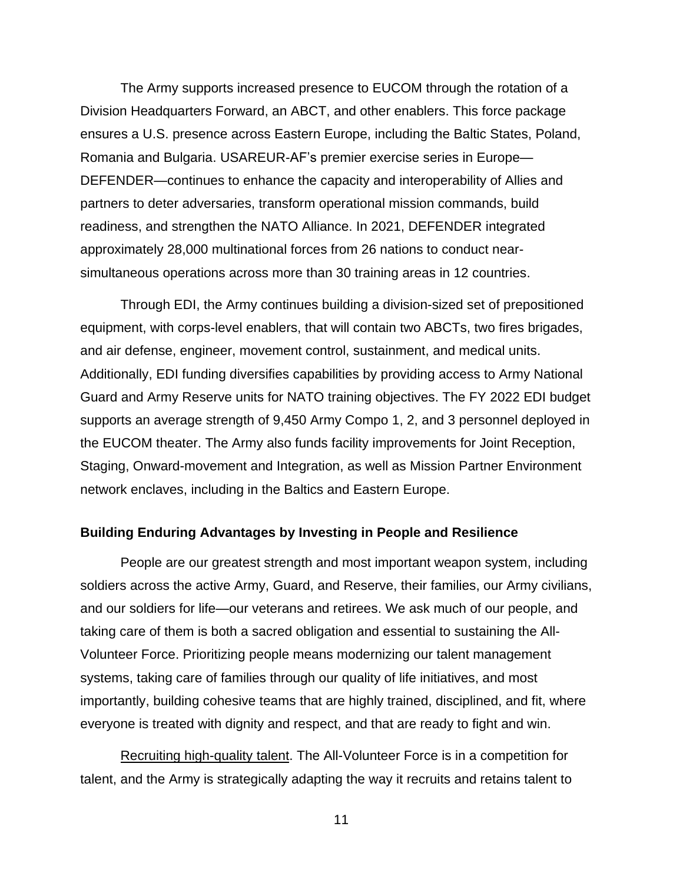The Army supports increased presence to EUCOM through the rotation of a Division Headquarters Forward, an ABCT, and other enablers. This force package ensures a U.S. presence across Eastern Europe, including the Baltic States, Poland, Romania and Bulgaria. USAREUR-AF's premier exercise series in Europe—DEFENDER—continues to enhance the capacity and interoperability of Allies and partners to deter adversaries, transform operational mission commands, build readiness, and strengthen the NATO Alliance. In 2021, DEFENDER integrated approximately 28,000 multinational forces from 26 nations to conduct near-simultaneous operations across more than 30 training areas in 12 countries.

Through EDI, the Army continues building a division-sized set of prepositioned equipment, with corps-level enablers, that will contain two ABCTs, two fires brigades, and air defense, engineer, movement control, sustainment, and medical units. Additionally, EDI funding diversifies capabilities by providing access to Army National Guard and Army Reserve units for NATO training objectives. The FY 2022 EDI budget supports an average strength of 9,450 Army Compo 1, 2, and 3 personnel deployed in the EUCOM theater. The Army also funds facility improvements for Joint Reception, Staging, Onward-movement and Integration, as well as Mission Partner Environment network enclaves, including in the Baltics and Eastern Europe.

**Building Enduring Advantages by Investing in People and Resilience**

People are our greatest strength and most important weapon system, including soldiers across the active Army, Guard, and Reserve, their families, our Army civilians, and our soldiers for life—our veterans and retirees. We ask much of our people, and taking care of them is both a sacred obligation and essential to sustaining the All-Volunteer Force. Prioritizing people means modernizing our talent management systems, taking care of families through our quality of life initiatives, and most importantly, building cohesive teams that are highly trained, disciplined, and fit, where everyone is treated with dignity and respect, and that are ready to fight and win.

<u>Recruiting high-quality talent</u>. The All-Volunteer Force is in a competition for talent, and the Army is strategically adapting the way it recruits and retains talent to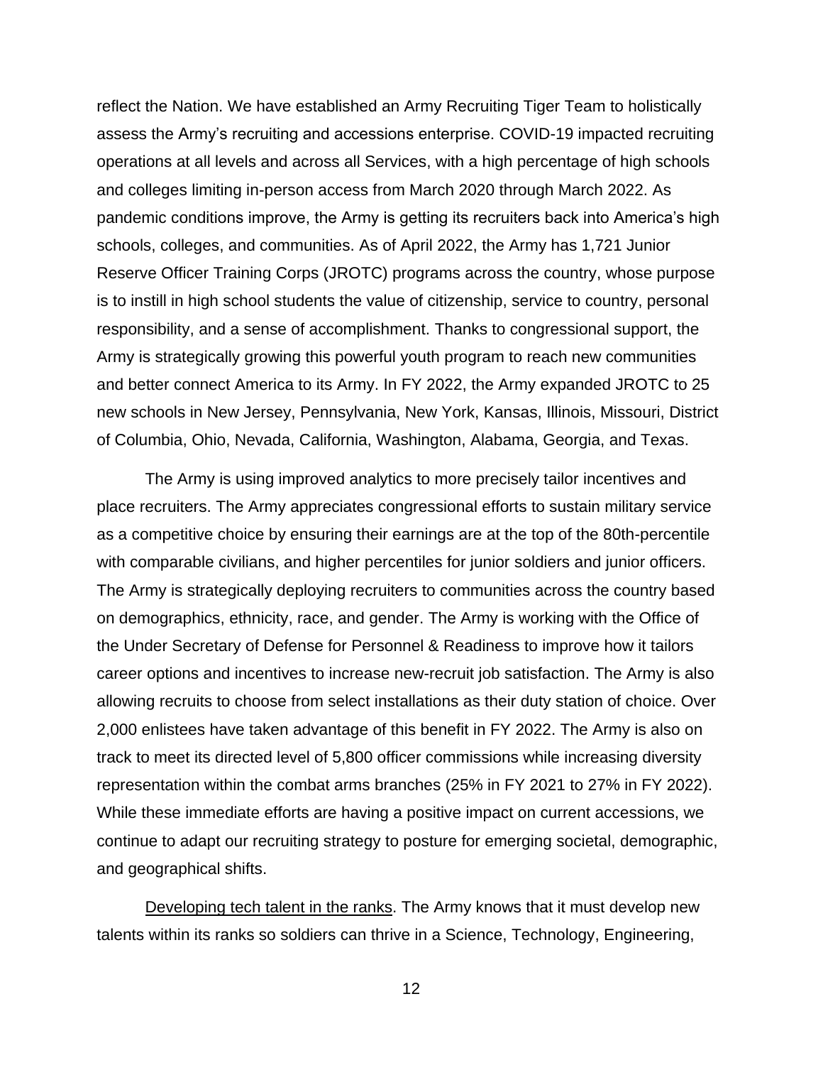reflect the Nation. We have established an Army Recruiting Tiger Team to holistically assess the Army's recruiting and accessions enterprise. COVID-19 impacted recruiting operations at all levels and across all Services, with a high percentage of high schools and colleges limiting in-person access from March 2020 through March 2022. As pandemic conditions improve, the Army is getting its recruiters back into America's high schools, colleges, and communities. As of April 2022, the Army has 1,721 Junior Reserve Officer Training Corps (JROTC) programs across the country, whose purpose is to instill in high school students the value of citizenship, service to country, personal responsibility, and a sense of accomplishment. Thanks to congressional support, the Army is strategically growing this powerful youth program to reach new communities and better connect America to its Army. In FY 2022, the Army expanded JROTC to 25 new schools in New Jersey, Pennsylvania, New York, Kansas, Illinois, Missouri, District of Columbia, Ohio, Nevada, California, Washington, Alabama, Georgia, and Texas.

The Army is using improved analytics to more precisely tailor incentives and place recruiters. The Army appreciates congressional efforts to sustain military service as a competitive choice by ensuring their earnings are at the top of the 80th-percentile with comparable civilians, and higher percentiles for junior soldiers and junior officers. The Army is strategically deploying recruiters to communities across the country based on demographics, ethnicity, race, and gender. The Army is working with the Office of the Under Secretary of Defense for Personnel & Readiness to improve how it tailors career options and incentives to increase new-recruit job satisfaction. The Army is also allowing recruits to choose from select installations as their duty station of choice. Over 2,000 enlistees have taken advantage of this benefit in FY 2022. The Army is also on track to meet its directed level of 5,800 officer commissions while increasing diversity representation within the combat arms branches (25% in FY 2021 to 27% in FY 2022). While these immediate efforts are having a positive impact on current accessions, we continue to adapt our recruiting strategy to posture for emerging societal, demographic, and geographical shifts.

<u>Developing tech talent in the ranks</u>. The Army knows that it must develop new talents within its ranks so soldiers can thrive in a Science, Technology, Engineering,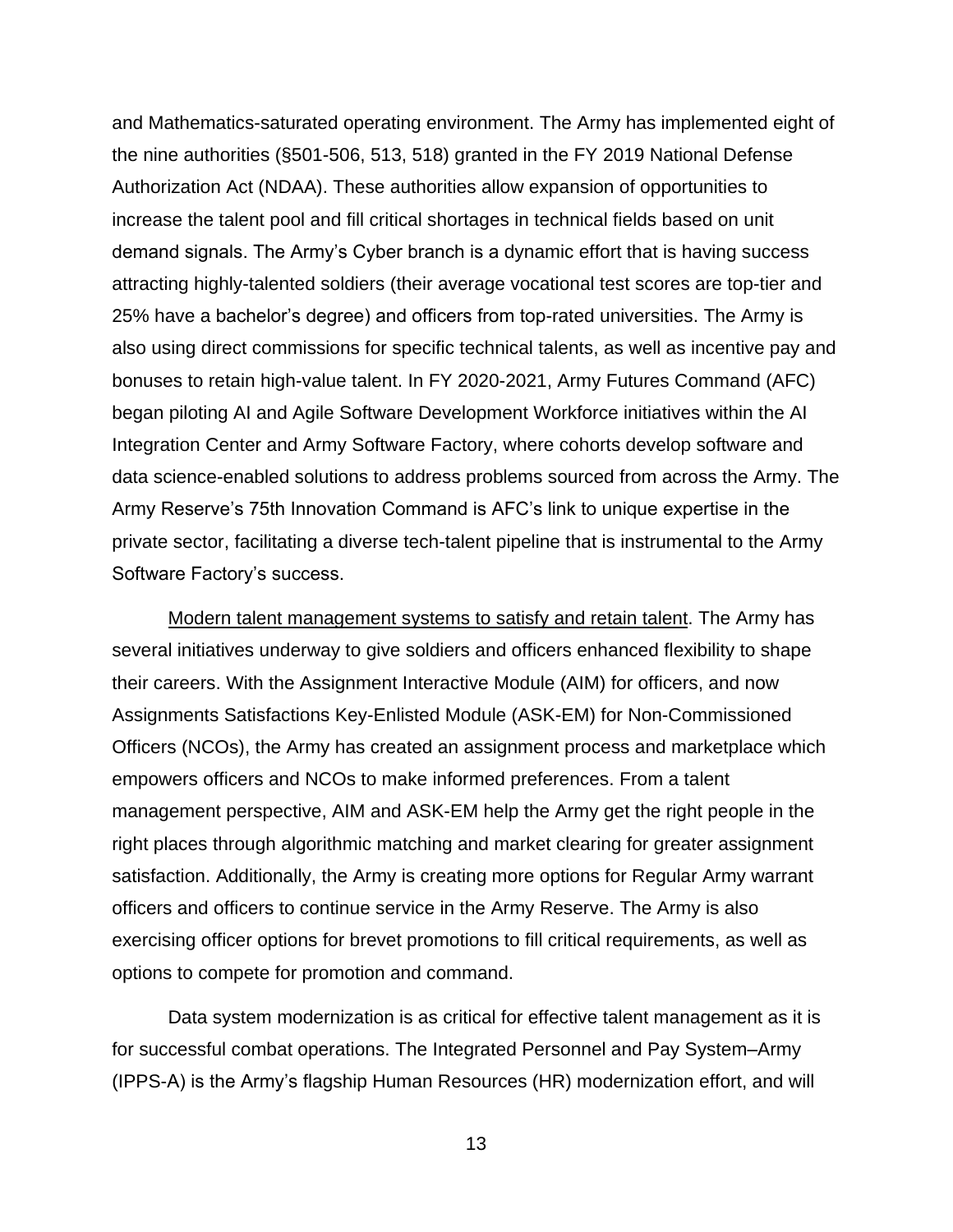and Mathematics-saturated operating environment. The Army has implemented eight of the nine authorities (§501-506, 513, 518) granted in the FY 2019 National Defense Authorization Act (NDAA). These authorities allow expansion of opportunities to increase the talent pool and fill critical shortages in technical fields based on unit demand signals. The Army's Cyber branch is a dynamic effort that is having success attracting highly-talented soldiers (their average vocational test scores are top-tier and 25% have a bachelor's degree) and officers from top-rated universities. The Army is also using direct commissions for specific technical talents, as well as incentive pay and bonuses to retain high-value talent. In FY 2020-2021, Army Futures Command (AFC) began piloting AI and Agile Software Development Workforce initiatives within the AI Integration Center and Army Software Factory, where cohorts develop software and data science-enabled solutions to address problems sourced from across the Army. The Army Reserve's 75th Innovation Command is AFC's link to unique expertise in the private sector, facilitating a diverse tech-talent pipeline that is instrumental to the Army Software Factory's success.

<u>Modern talent management systems to satisfy and retain talent</u>. The Army has several initiatives underway to give soldiers and officers enhanced flexibility to shape their careers. With the Assignment Interactive Module (AIM) for officers, and now Assignments Satisfactions Key-Enlisted Module (ASK-EM) for Non-Commissioned Officers (NCOs), the Army has created an assignment process and marketplace which empowers officers and NCOs to make informed preferences. From a talent management perspective, AIM and ASK-EM help the Army get the right people in the right places through algorithmic matching and market clearing for greater assignment satisfaction. Additionally, the Army is creating more options for Regular Army warrant officers and officers to continue service in the Army Reserve. The Army is also exercising officer options for brevet promotions to fill critical requirements, as well as options to compete for promotion and command.

Data system modernization is as critical for effective talent management as it is for successful combat operations. The Integrated Personnel and Pay System–Army (IPPS-A) is the Army's flagship Human Resources (HR) modernization effort, and will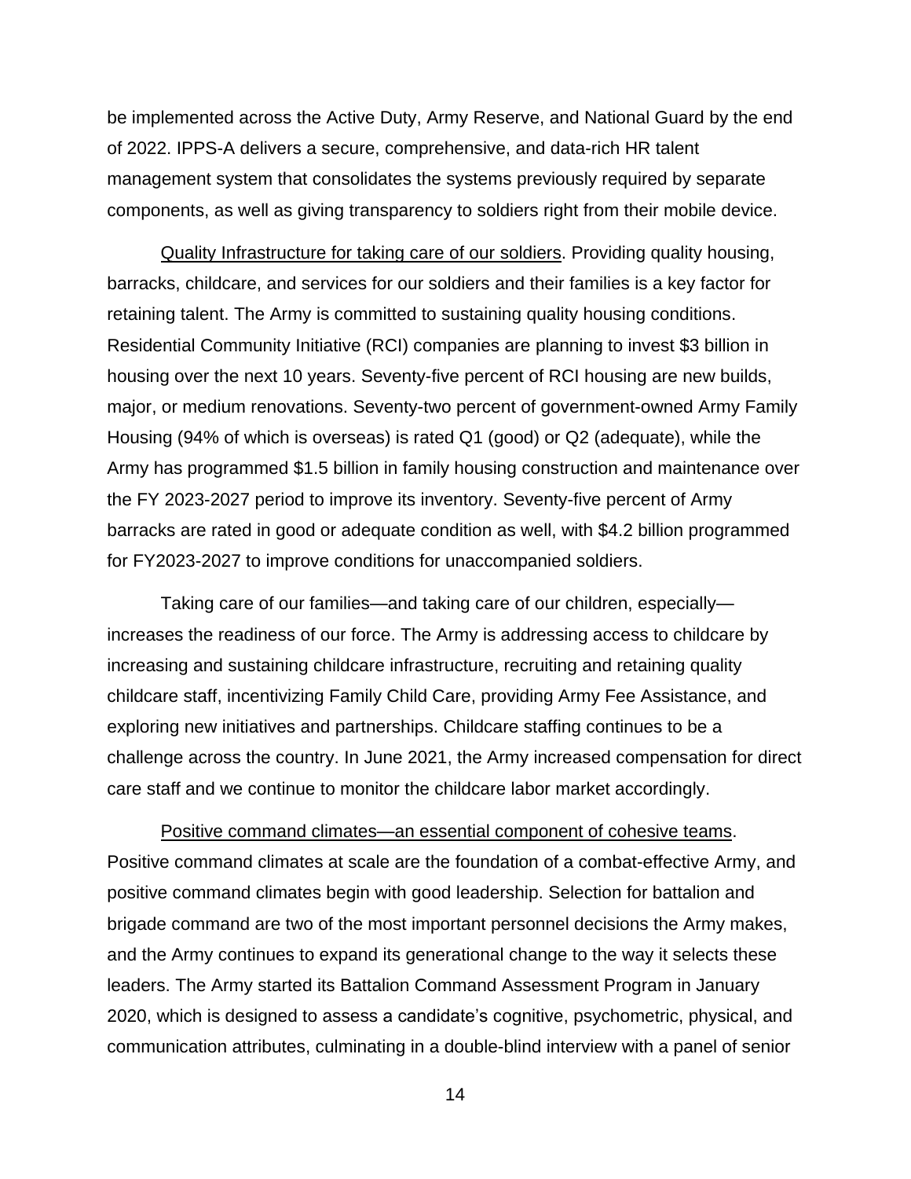be implemented across the Active Duty, Army Reserve, and National Guard by the end of 2022. IPPS-A delivers a secure, comprehensive, and data-rich HR talent management system that consolidates the systems previously required by separate components, as well as giving transparency to soldiers right from their mobile device.

Quality Infrastructure for taking care of our soldiers. Providing quality housing, barracks, childcare, and services for our soldiers and their families is a key factor for retaining talent. The Army is committed to sustaining quality housing conditions. Residential Community Initiative (RCI) companies are planning to invest $3 billion in housing over the next 10 years. Seventy-five percent of RCI housing are new builds, major, or medium renovations. Seventy-two percent of government-owned Army Family Housing (94% of which is overseas) is rated Q1 (good) or Q2 (adequate), while the Army has programmed $1.5 billion in family housing construction and maintenance over the FY 2023-2027 period to improve its inventory. Seventy-five percent of Army barracks are rated in good or adequate condition as well, with $4.2 billion programmed for FY2023-2027 to improve conditions for unaccompanied soldiers.

Taking care of our families—and taking care of our children, especially—increases the readiness of our force. The Army is addressing access to childcare by increasing and sustaining childcare infrastructure, recruiting and retaining quality childcare staff, incentivizing Family Child Care, providing Army Fee Assistance, and exploring new initiatives and partnerships. Childcare staffing continues to be a challenge across the country. In June 2021, the Army increased compensation for direct care staff and we continue to monitor the childcare labor market accordingly.

Positive command climates—an essential component of cohesive teams. Positive command climates at scale are the foundation of a combat-effective Army, and positive command climates begin with good leadership. Selection for battalion and brigade command are two of the most important personnel decisions the Army makes, and the Army continues to expand its generational change to the way it selects these leaders. The Army started its Battalion Command Assessment Program in January 2020, which is designed to assess a candidate's cognitive, psychometric, physical, and communication attributes, culminating in a double-blind interview with a panel of senior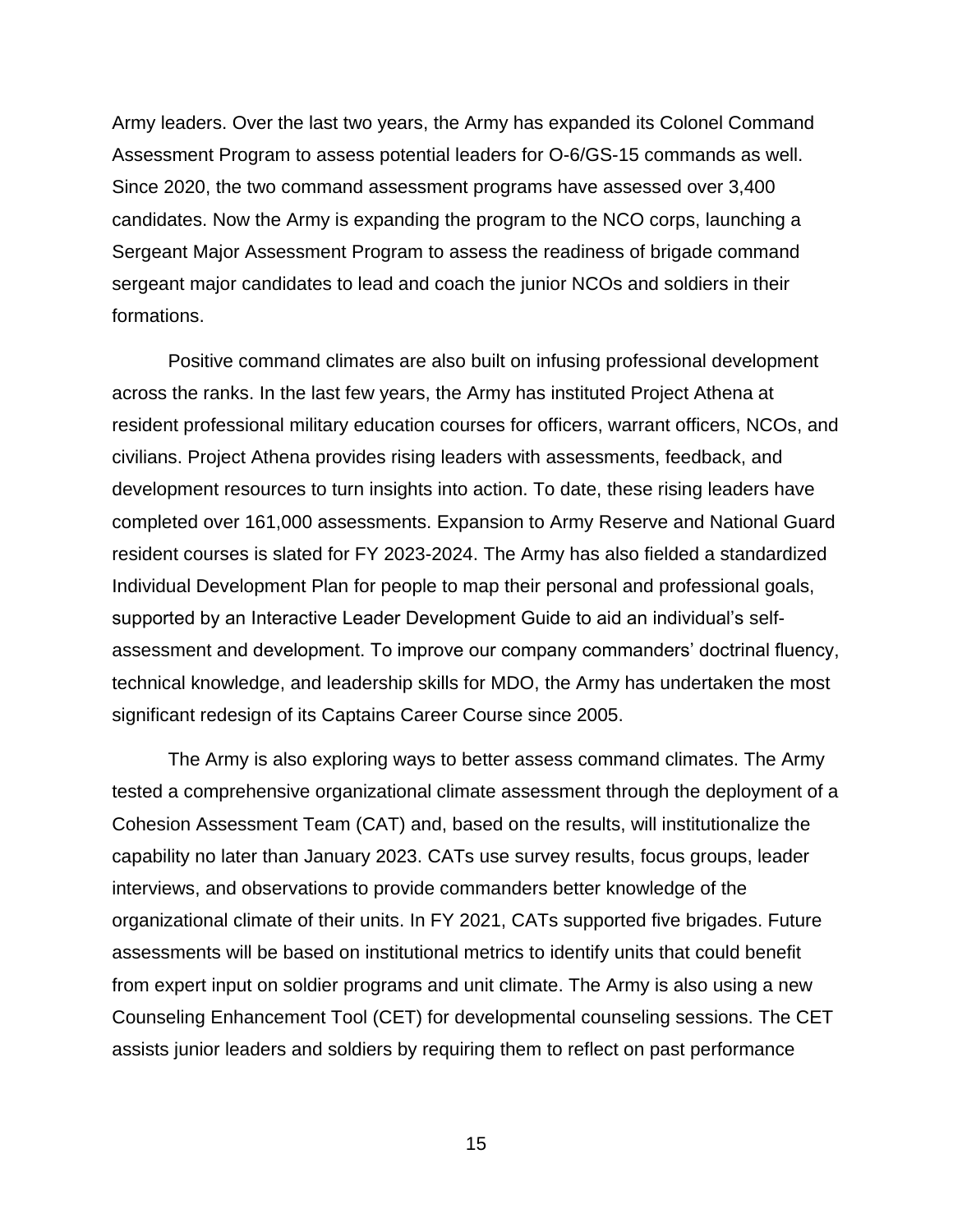Army leaders. Over the last two years, the Army has expanded its Colonel Command Assessment Program to assess potential leaders for O-6/GS-15 commands as well. Since 2020, the two command assessment programs have assessed over 3,400 candidates. Now the Army is expanding the program to the NCO corps, launching a Sergeant Major Assessment Program to assess the readiness of brigade command sergeant major candidates to lead and coach the junior NCOs and soldiers in their formations.

Positive command climates are also built on infusing professional development across the ranks. In the last few years, the Army has instituted Project Athena at resident professional military education courses for officers, warrant officers, NCOs, and civilians. Project Athena provides rising leaders with assessments, feedback, and development resources to turn insights into action. To date, these rising leaders have completed over 161,000 assessments. Expansion to Army Reserve and National Guard resident courses is slated for FY 2023-2024. The Army has also fielded a standardized Individual Development Plan for people to map their personal and professional goals, supported by an Interactive Leader Development Guide to aid an individual's self-assessment and development. To improve our company commanders' doctrinal fluency, technical knowledge, and leadership skills for MDO, the Army has undertaken the most significant redesign of its Captains Career Course since 2005.

The Army is also exploring ways to better assess command climates. The Army tested a comprehensive organizational climate assessment through the deployment of a Cohesion Assessment Team (CAT) and, based on the results, will institutionalize the capability no later than January 2023. CATs use survey results, focus groups, leader interviews, and observations to provide commanders better knowledge of the organizational climate of their units. In FY 2021, CATs supported five brigades. Future assessments will be based on institutional metrics to identify units that could benefit from expert input on soldier programs and unit climate. The Army is also using a new Counseling Enhancement Tool (CET) for developmental counseling sessions. The CET assists junior leaders and soldiers by requiring them to reflect on past performance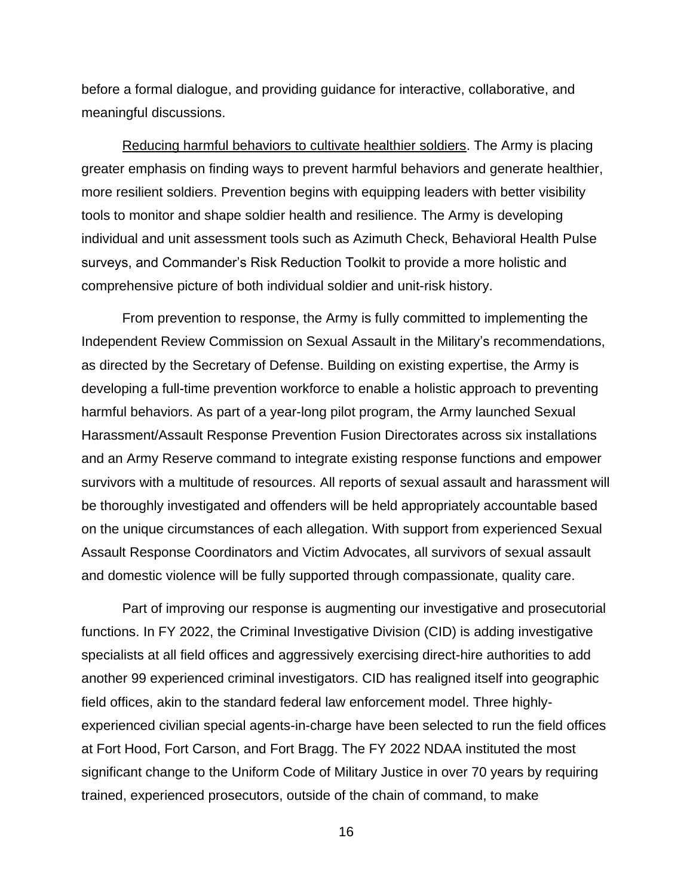before a formal dialogue, and providing guidance for interactive, collaborative, and meaningful discussions.

<u>Reducing harmful behaviors to cultivate healthier soldiers</u>. The Army is placing greater emphasis on finding ways to prevent harmful behaviors and generate healthier, more resilient soldiers. Prevention begins with equipping leaders with better visibility tools to monitor and shape soldier health and resilience. The Army is developing individual and unit assessment tools such as Azimuth Check, Behavioral Health Pulse surveys, and Commander's Risk Reduction Toolkit to provide a more holistic and comprehensive picture of both individual soldier and unit-risk history.

From prevention to response, the Army is fully committed to implementing the Independent Review Commission on Sexual Assault in the Military's recommendations, as directed by the Secretary of Defense. Building on existing expertise, the Army is developing a full-time prevention workforce to enable a holistic approach to preventing harmful behaviors. As part of a year-long pilot program, the Army launched Sexual Harassment/Assault Response Prevention Fusion Directorates across six installations and an Army Reserve command to integrate existing response functions and empower survivors with a multitude of resources. All reports of sexual assault and harassment will be thoroughly investigated and offenders will be held appropriately accountable based on the unique circumstances of each allegation. With support from experienced Sexual Assault Response Coordinators and Victim Advocates, all survivors of sexual assault and domestic violence will be fully supported through compassionate, quality care.

Part of improving our response is augmenting our investigative and prosecutorial functions. In FY 2022, the Criminal Investigative Division (CID) is adding investigative specialists at all field offices and aggressively exercising direct-hire authorities to add another 99 experienced criminal investigators. CID has realigned itself into geographic field offices, akin to the standard federal law enforcement model. Three highly-experienced civilian special agents-in-charge have been selected to run the field offices at Fort Hood, Fort Carson, and Fort Bragg. The FY 2022 NDAA instituted the most significant change to the Uniform Code of Military Justice in over 70 years by requiring trained, experienced prosecutors, outside of the chain of command, to make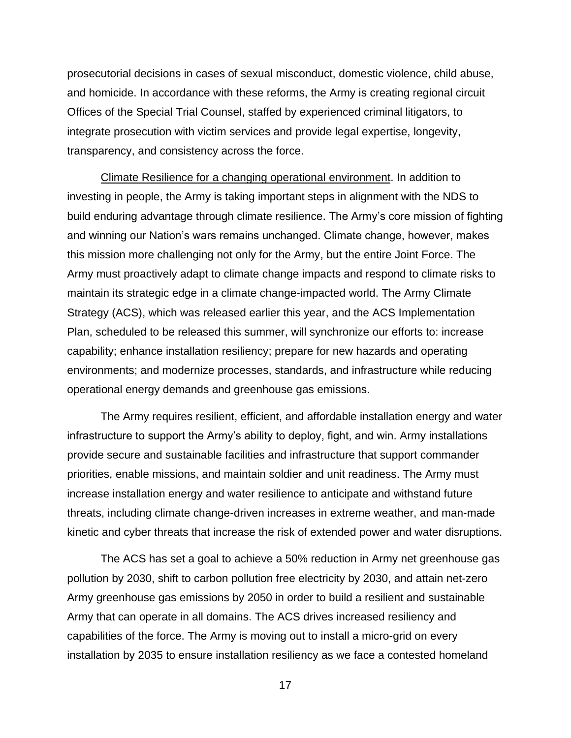prosecutorial decisions in cases of sexual misconduct, domestic violence, child abuse, and homicide. In accordance with these reforms, the Army is creating regional circuit Offices of the Special Trial Counsel, staffed by experienced criminal litigators, to integrate prosecution with victim services and provide legal expertise, longevity, transparency, and consistency across the force.

<u>Climate Resilience for a changing operational environment</u>. In addition to investing in people, the Army is taking important steps in alignment with the NDS to build enduring advantage through climate resilience. The Army's core mission of fighting and winning our Nation's wars remains unchanged. Climate change, however, makes this mission more challenging not only for the Army, but the entire Joint Force. The Army must proactively adapt to climate change impacts and respond to climate risks to maintain its strategic edge in a climate change-impacted world. The Army Climate Strategy (ACS), which was released earlier this year, and the ACS Implementation Plan, scheduled to be released this summer, will synchronize our efforts to: increase capability; enhance installation resiliency; prepare for new hazards and operating environments; and modernize processes, standards, and infrastructure while reducing operational energy demands and greenhouse gas emissions.

The Army requires resilient, efficient, and affordable installation energy and water infrastructure to support the Army's ability to deploy, fight, and win. Army installations provide secure and sustainable facilities and infrastructure that support commander priorities, enable missions, and maintain soldier and unit readiness. The Army must increase installation energy and water resilience to anticipate and withstand future threats, including climate change-driven increases in extreme weather, and man-made kinetic and cyber threats that increase the risk of extended power and water disruptions.

The ACS has set a goal to achieve a 50% reduction in Army net greenhouse gas pollution by 2030, shift to carbon pollution free electricity by 2030, and attain net-zero Army greenhouse gas emissions by 2050 in order to build a resilient and sustainable Army that can operate in all domains. The ACS drives increased resiliency and capabilities of the force. The Army is moving out to install a micro-grid on every installation by 2035 to ensure installation resiliency as we face a contested homeland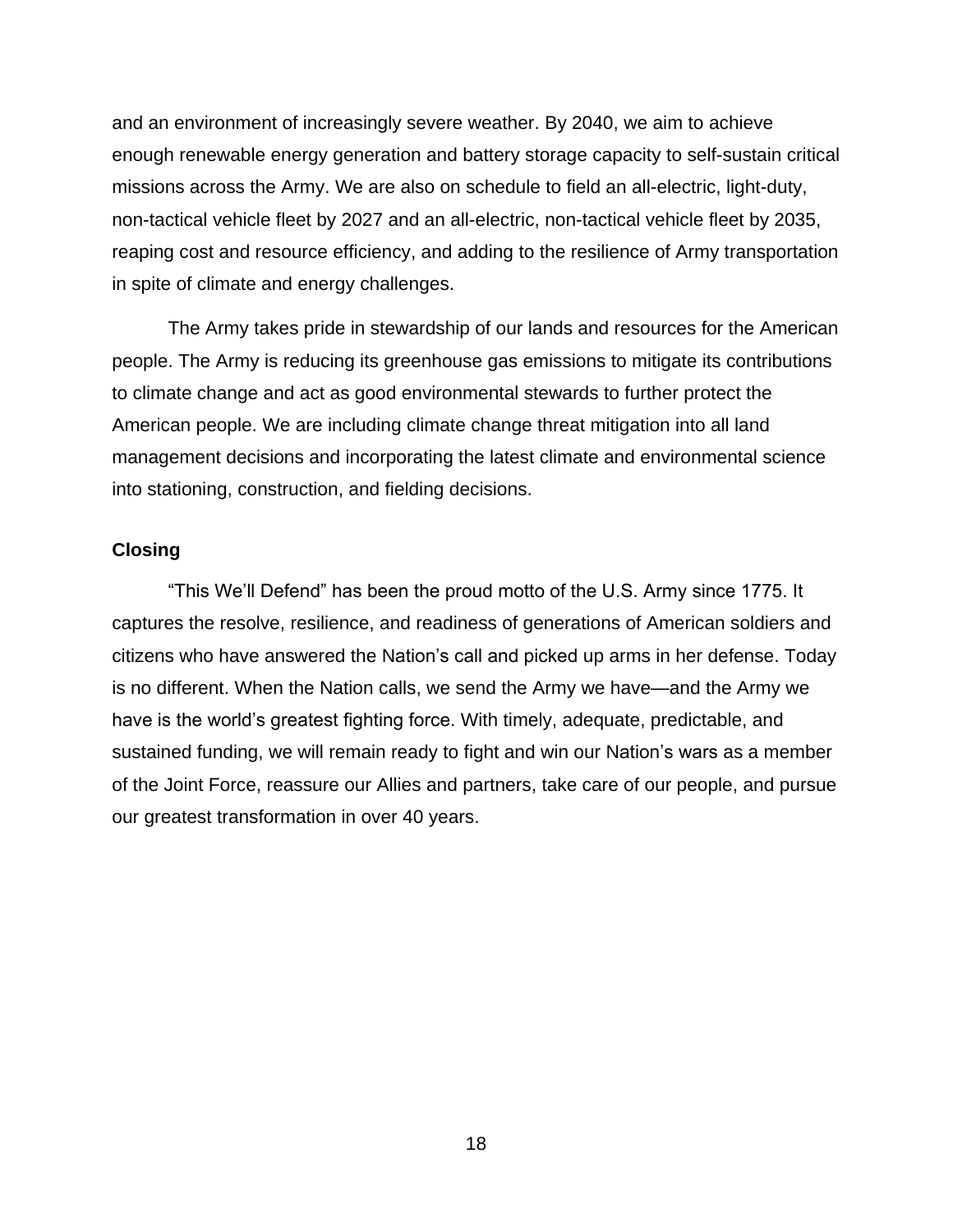and an environment of increasingly severe weather. By 2040, we aim to achieve enough renewable energy generation and battery storage capacity to self-sustain critical missions across the Army. We are also on schedule to field an all-electric, light-duty, non-tactical vehicle fleet by 2027 and an all-electric, non-tactical vehicle fleet by 2035, reaping cost and resource efficiency, and adding to the resilience of Army transportation in spite of climate and energy challenges.

The Army takes pride in stewardship of our lands and resources for the American people. The Army is reducing its greenhouse gas emissions to mitigate its contributions to climate change and act as good environmental stewards to further protect the American people. We are including climate change threat mitigation into all land management decisions and incorporating the latest climate and environmental science into stationing, construction, and fielding decisions.

**Closing**

"This We'll Defend" has been the proud motto of the U.S. Army since 1775. It captures the resolve, resilience, and readiness of generations of American soldiers and citizens who have answered the Nation's call and picked up arms in her defense. Today is no different. When the Nation calls, we send the Army we have—and the Army we have is the world's greatest fighting force. With timely, adequate, predictable, and sustained funding, we will remain ready to fight and win our Nation's wars as a member of the Joint Force, reassure our Allies and partners, take care of our people, and pursue our greatest transformation in over 40 years.